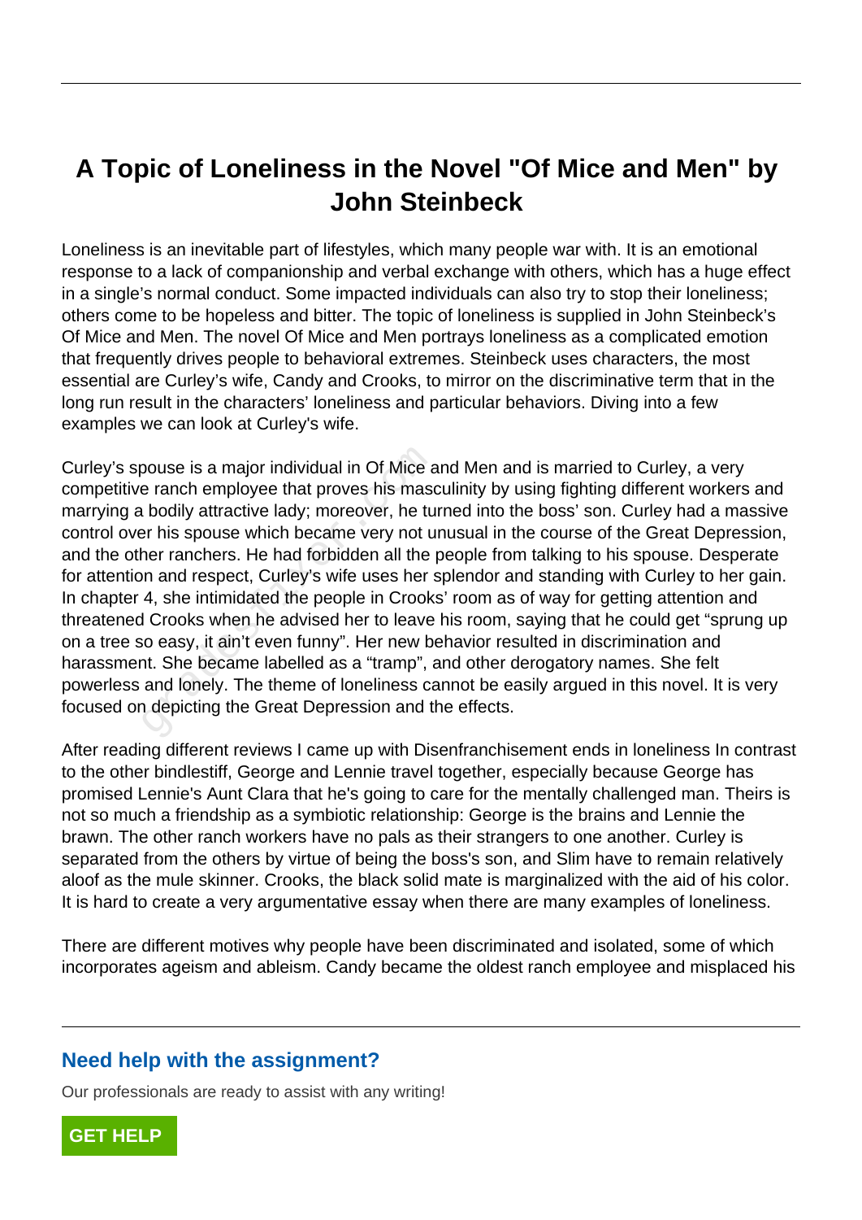# A Topic of Loneliness in the Novel "Of Mice and Men" by John Steinbeck

Loneliness is an inevitable part of lifestyles, which many people war with. It is an emotional response to a lack of companionship and verbal exchange with others, which has a huge effect in a single's normal conduct. Some impacted individuals can also try to stop their loneliness; others come to be hopeless and bitter. The topic of loneliness is supplied in John Steinbeck's Of Mice and Men. The novel Of Mice and Men portrays loneliness as a complicated emotion that frequently drives people to behavioral extremes. Steinbeck uses characters, the most essential are Curley's wife, Candy and Crooks, to mirror on the discriminative term that in the long run result in the characters' loneliness and particular behaviors. Diving into a few examples we can look at Curley's wife.

Curley's spouse is a major individual in Of Mice and Men and is married to Curley, a very competitive ranch employee that proves his masculinity by using fighting different workers and marrying a bodily attractive lady; moreover, he turned into the boss' son. Curley had a massive control over his spouse which became very not unusual in the course of the Great Depression, and the other ranchers. He had forbidden all the people from talking to his spouse. Desperate for attention and respect, Curley's wife uses her splendor and standing with Curley to her gain. In chapter 4, she intimidated the people in Crooks' room as of way for getting attention and threatened Crooks when he advised her to leave his room, saying that he could get "sprung up on a tree so easy, it ain't even funny". Her new behavior resulted in discrimination and harassment. She became labelled as a "tramp", and other derogatory names. She felt powerless and lonely. The theme of loneliness cannot be easily argued in this novel. It is very focused on depicting the Great Depression and the effects.

After reading different reviews I came up with Disenfranchisement ends in loneliness In contrast to the other bindlestiff, George and Lennie travel together, especially because George has promised Lennie's Aunt Clara that he's going to care for the mentally challenged man. Theirs is not so much a friendship as a symbiotic relationship: George is the brains and Lennie the brawn. The other ranch workers have no pals as their strangers to one another. Curley is separated from the others by virtue of being the boss's son, and Slim have to remain relatively aloof as the mule skinner. Crooks, the black solid mate is marginalized with the aid of his color. It is hard to create a very argumentative essay when there are many examples of loneliness.

There are different motives why people have been discriminated and isolated, some of which incorporates ageism and ableism. Candy became the oldest ranch employee and misplaced his

## Need help with the assignment?

Our professionals are ready to assist with any writing!

**GET HELP**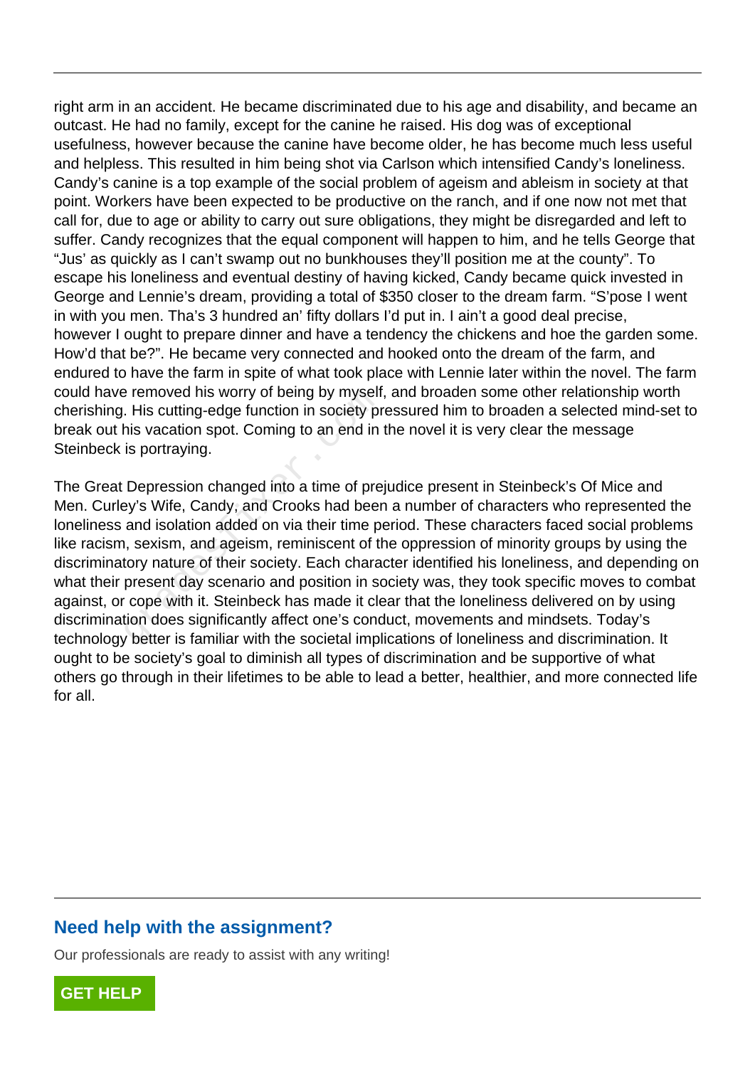right arm in an accident. He became discriminated due to his age and disability, and became an outcast. He had no family, except for the canine he raised. His dog was of exceptional usefulness, however because the canine have become older, he has become much less useful and helpless. This resulted in him being shot via Carlson which intensified Candy's loneliness. Candy's canine is a top example of the social problem of ageism and ableism in society at that point. Workers have been expected to be productive on the ranch, and if one now not met that call for, due to age or ability to carry out sure obligations, they might be disregarded and left to suffer. Candy recognizes that the equal component will happen to him, and he tells George that "Jus' as quickly as I can't swamp out no bunkhouses they'll position me at the county". To escape his loneliness and eventual destiny of having kicked, Candy became quick invested in George and Lennie's dream, providing a total of $350 closer to the dream farm. "S'pose I went in with you men. Tha's 3 hundred an' fifty dollars I'd put in. I ain't a good deal precise, however I ought to prepare dinner and have a tendency the chickens and hoe the garden some. How'd that be?". He became very connected and hooked onto the dream of the farm, and endured to have the farm in spite of what took place with Lennie later within the novel. The farm could have removed his worry of being by myself, and broaden some other relationship worth cherishing. His cutting-edge function in society pressured him to broaden a selected mind-set to break out his vacation spot. Coming to an end in the novel it is very clear the message Steinbeck is portraying.

The Great Depression changed into a time of prejudice present in Steinbeck's Of Mice and Men. Curley's Wife, Candy, and Crooks had been a number of characters who represented the loneliness and isolation added on via their time period. These characters faced social problems like racism, sexism, and ageism, reminiscent of the oppression of minority groups by using the discriminatory nature of their society. Each character identified his loneliness, and depending on what their present day scenario and position in society was, they took specific moves to combat against, or cope with it. Steinbeck has made it clear that the loneliness delivered on by using discrimination does significantly affect one's conduct, movements and mindsets. Today's technology better is familiar with the societal implications of loneliness and discrimination. It ought to be society's goal to diminish all types of discrimination and be supportive of what others go through in their lifetimes to be able to lead a better, healthier, and more connected life for all.

## Need help with the assignment?

Our professionals are ready to assist with any writing!

GET HELP